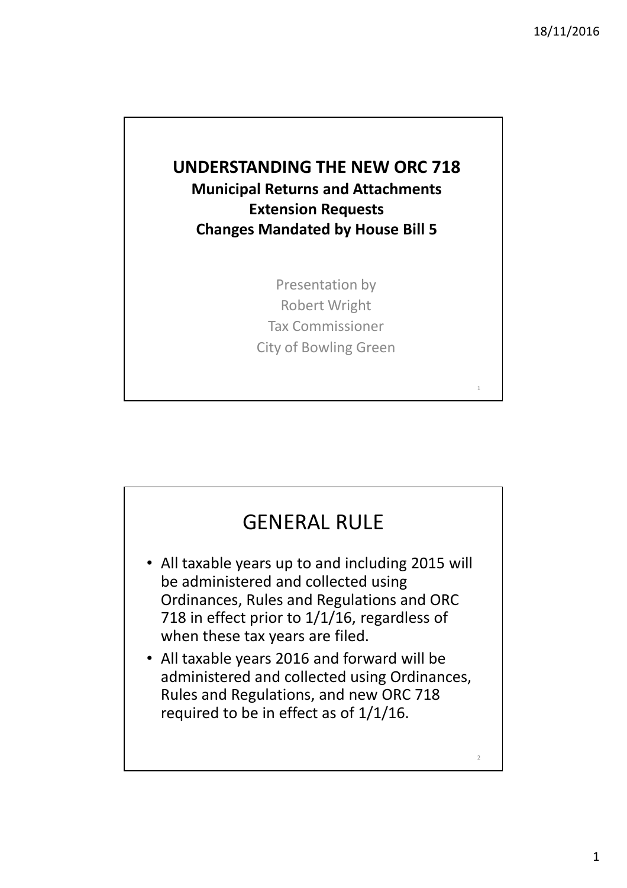# UNDERSTANDING THE NEW ORC 718

**Municipal Returns and Attachments**
**Extension Requests**
**Changes Mandated by House Bill 5**

Presentation by
Robert Wright
Tax Commissioner
City of Bowling Green

## GENERAL RULE

- All taxable years up to and including 2015 will be administered and collected using Ordinances, Rules and Regulations and ORC 718 in effect prior to 1/1/16, regardless of when these tax years are filed.
- All taxable years 2016 and forward will be administered and collected using Ordinances, Rules and Regulations, and new ORC 718 required to be in effect as of 1/1/16.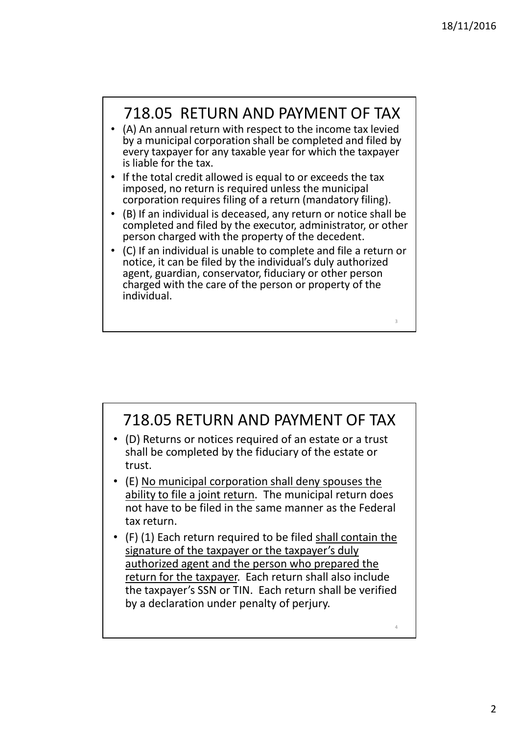## 718.05 RETURN AND PAYMENT OF TAX

- (A) An annual return with respect to the income tax levied by a municipal corporation shall be completed and filed by every taxpayer for any taxable year for which the taxpayer is liable for the tax.
- If the total credit allowed is equal to or exceeds the tax imposed, no return is required unless the municipal corporation requires filing of a return (mandatory filing).
- (B) If an individual is deceased, any return or notice shall be completed and filed by the executor, administrator, or other person charged with the property of the decedent.
- (C) If an individual is unable to complete and file a return or notice, it can be filed by the individual's duly authorized agent, guardian, conservator, fiduciary or other person charged with the care of the person or property of the individual.

## 718.05 RETURN AND PAYMENT OF TAX

- (D) Returns or notices required of an estate or a trust shall be completed by the fiduciary of the estate or trust.
- (E) <u>No municipal corporation shall deny spouses the ability to file a joint return</u>. The municipal return does not have to be filed in the same manner as the Federal tax return.
- (F) (1) Each return required to be filed <u>shall contain the signature of the taxpayer or the taxpayer's duly authorized agent and the person who prepared the return for the taxpayer</u>. Each return shall also include the taxpayer's SSN or TIN. Each return shall be verified by a declaration under penalty of perjury.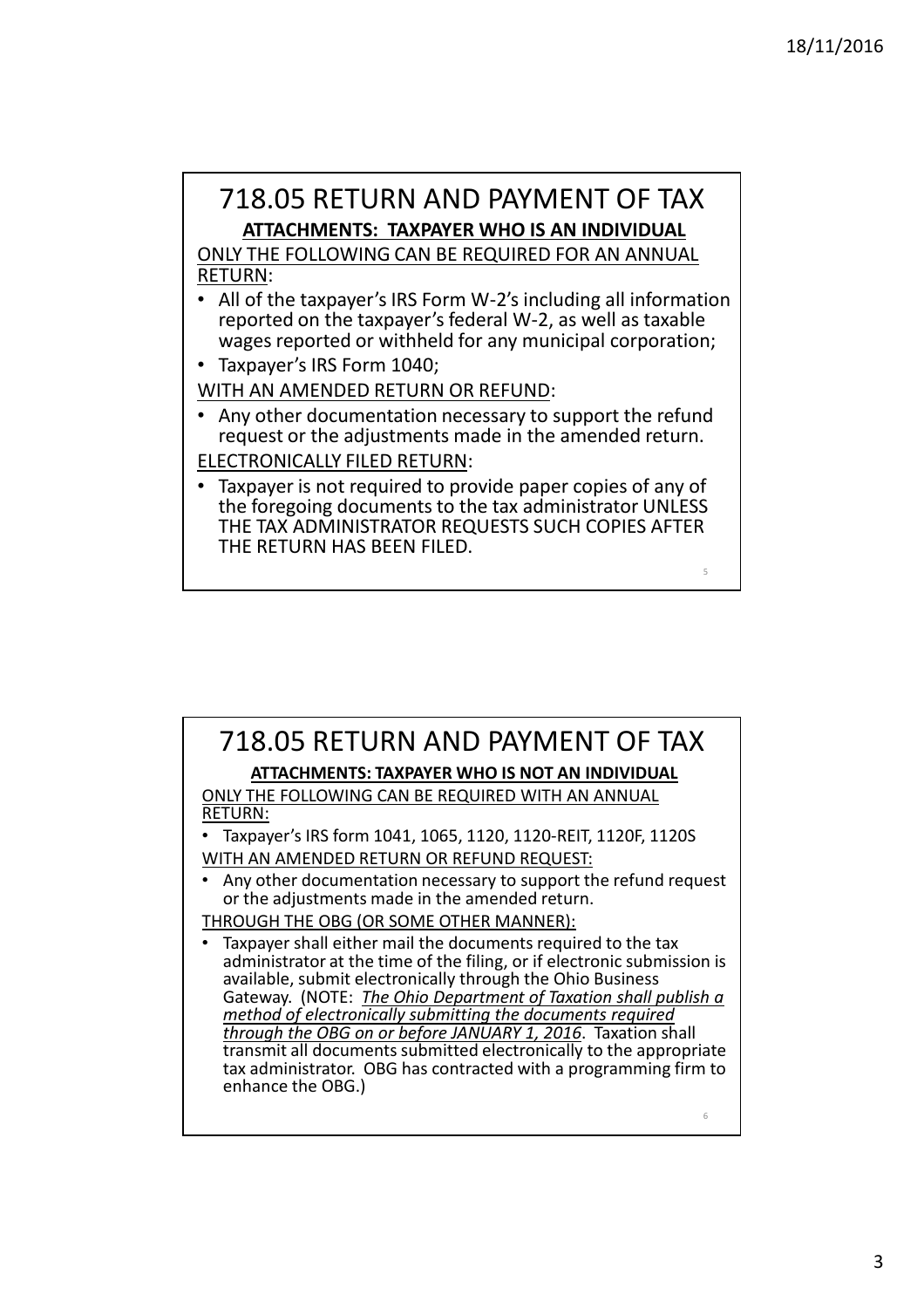## 718.05 RETURN AND PAYMENT OF TAX

**ATTACHMENTS: TAXPAYER WHO IS AN INDIVIDUAL**

ONLY THE FOLLOWING CAN BE REQUIRED FOR AN ANNUAL RETURN:

- All of the taxpayer's IRS Form W-2's including all information reported on the taxpayer's federal W-2, as well as taxable wages reported or withheld for any municipal corporation;
- Taxpayer's IRS Form 1040;

WITH AN AMENDED RETURN OR REFUND:

- Any other documentation necessary to support the refund request or the adjustments made in the amended return.

ELECTRONICALLY FILED RETURN:

- Taxpayer is not required to provide paper copies of any of the foregoing documents to the tax administrator UNLESS THE TAX ADMINISTRATOR REQUESTS SUCH COPIES AFTER THE RETURN HAS BEEN FILED.

## 718.05 RETURN AND PAYMENT OF TAX

**ATTACHMENTS: TAXPAYER WHO IS NOT AN INDIVIDUAL**

ONLY THE FOLLOWING CAN BE REQUIRED WITH AN ANNUAL RETURN:

- Taxpayer's IRS form 1041, 1065, 1120, 1120-REIT, 1120F, 1120S

WITH AN AMENDED RETURN OR REFUND REQUEST:

- Any other documentation necessary to support the refund request or the adjustments made in the amended return.

THROUGH THE OBG (OR SOME OTHER MANNER):

- Taxpayer shall either mail the documents required to the tax administrator at the time of the filing, or if electronic submission is available, submit electronically through the Ohio Business Gateway. (NOTE: *The Ohio Department of Taxation shall publish a method of electronically submitting the documents required through the OBG on or before JANUARY 1, 2016*. Taxation shall transmit all documents submitted electronically to the appropriate tax administrator. OBG has contracted with a programming firm to enhance the OBG.)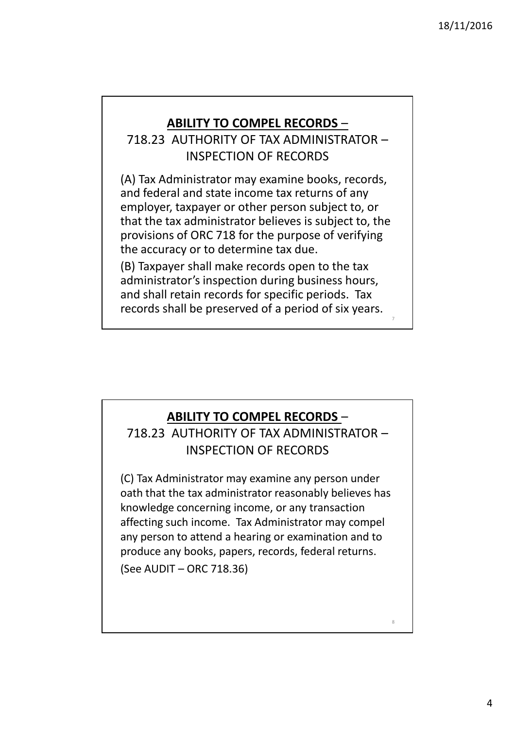## **ABILITY TO COMPEL RECORDS** – 718.23 AUTHORITY OF TAX ADMINISTRATOR – INSPECTION OF RECORDS

(A) Tax Administrator may examine books, records, and federal and state income tax returns of any employer, taxpayer or other person subject to, or that the tax administrator believes is subject to, the provisions of ORC 718 for the purpose of verifying the accuracy or to determine tax due.

(B) Taxpayer shall make records open to the tax administrator's inspection during business hours, and shall retain records for specific periods. Tax records shall be preserved of a period of six years.

## **ABILITY TO COMPEL RECORDS** – 718.23 AUTHORITY OF TAX ADMINISTRATOR – INSPECTION OF RECORDS

(C) Tax Administrator may examine any person under oath that the tax administrator reasonably believes has knowledge concerning income, or any transaction affecting such income. Tax Administrator may compel any person to attend a hearing or examination and to produce any books, papers, records, federal returns.

(See AUDIT – ORC 718.36)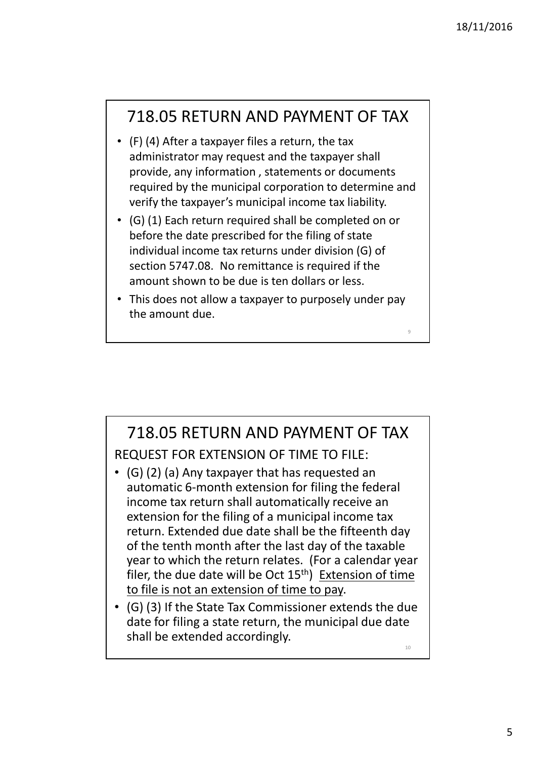## 718.05 RETURN AND PAYMENT OF TAX

- (F) (4) After a taxpayer files a return, the tax administrator may request and the taxpayer shall provide, any information , statements or documents required by the municipal corporation to determine and verify the taxpayer's municipal income tax liability.
- (G) (1) Each return required shall be completed on or before the date prescribed for the filing of state individual income tax returns under division (G) of section 5747.08. No remittance is required if the amount shown to be due is ten dollars or less.
- This does not allow a taxpayer to purposely under pay the amount due.

## 718.05 RETURN AND PAYMENT OF TAX

REQUEST FOR EXTENSION OF TIME TO FILE:

- (G) (2) (a) Any taxpayer that has requested an automatic 6-month extension for filing the federal income tax return shall automatically receive an extension for the filing of a municipal income tax return. Extended due date shall be the fifteenth day of the tenth month after the last day of the taxable year to which the return relates. (For a calendar year filer, the due date will be Oct 15th) <u>Extension of time to file is not an extension of time to pay</u>.
- (G) (3) If the State Tax Commissioner extends the due date for filing a state return, the municipal due date shall be extended accordingly.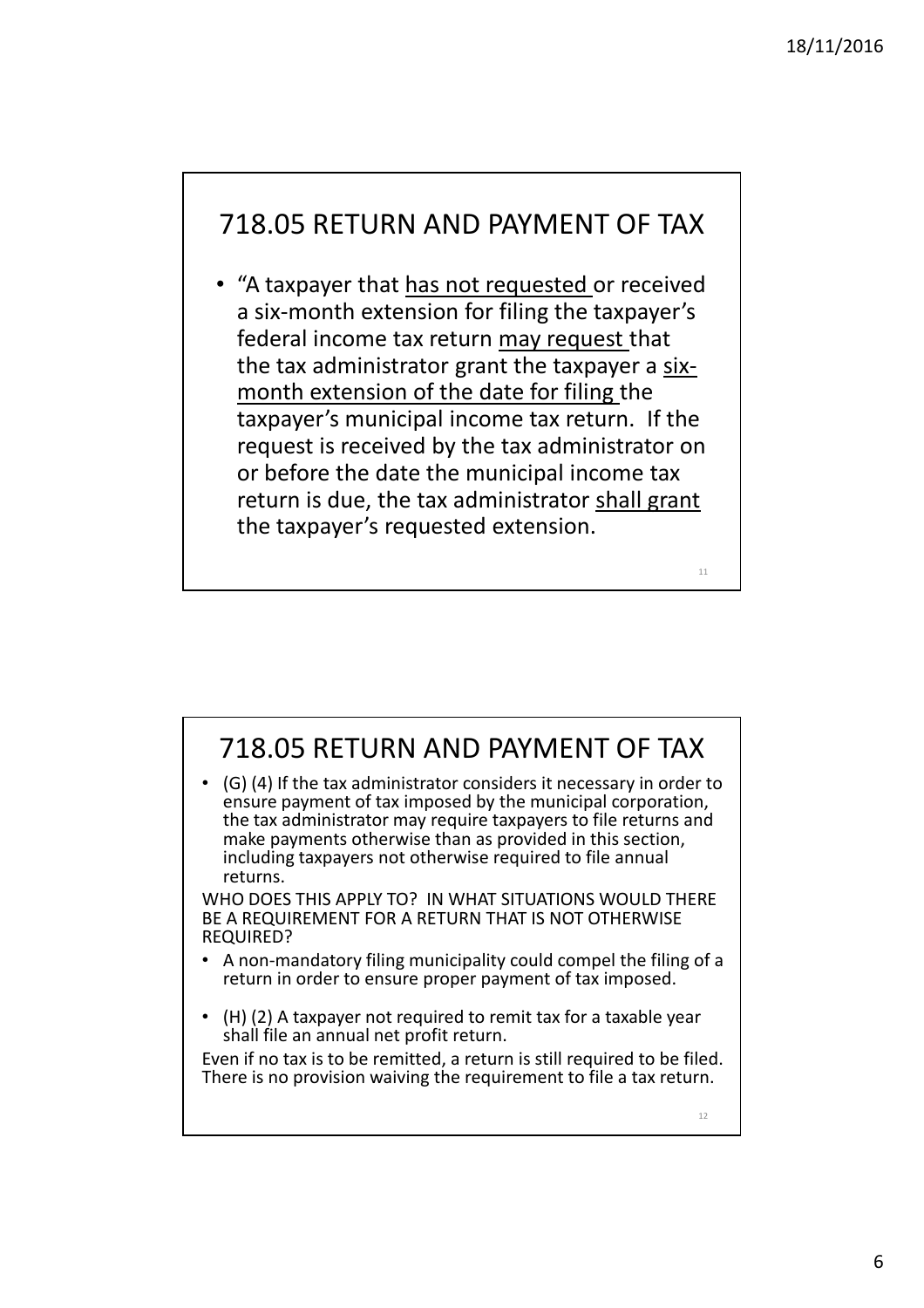## 718.05 RETURN AND PAYMENT OF TAX

- "A taxpayer that <u>has not requested</u> or received a six-month extension for filing the taxpayer's federal income tax return <u>may request</u> that the tax administrator grant the taxpayer a <u>six-month extension of the date for filing</u> the taxpayer's municipal income tax return. If the request is received by the tax administrator on or before the date the municipal income tax return is due, the tax administrator <u>shall grant</u> the taxpayer's requested extension.

## 718.05 RETURN AND PAYMENT OF TAX

- (G) (4) If the tax administrator considers it necessary in order to ensure payment of tax imposed by the municipal corporation, the tax administrator may require taxpayers to file returns and make payments otherwise than as provided in this section, including taxpayers not otherwise required to file annual returns.

WHO DOES THIS APPLY TO? IN WHAT SITUATIONS WOULD THERE BE A REQUIREMENT FOR A RETURN THAT IS NOT OTHERWISE REQUIRED?

- A non-mandatory filing municipality could compel the filing of a return in order to ensure proper payment of tax imposed.

- (H) (2) A taxpayer not required to remit tax for a taxable year shall file an annual net profit return.

Even if no tax is to be remitted, a return is still required to be filed. There is no provision waiving the requirement to file a tax return.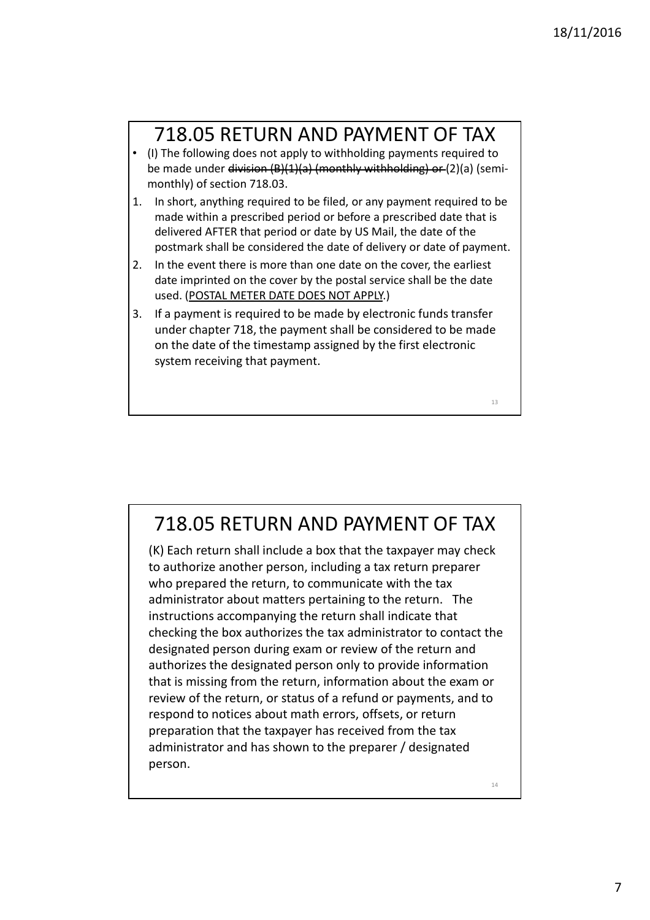## 718.05 RETURN AND PAYMENT OF TAX

- (I) The following does not apply to withholding payments required to be made under ~~division (B)(1)(a) (monthly withholding) or~~ (2)(a) (semi-monthly) of section 718.03.

1. In short, anything required to be filed, or any payment required to be made within a prescribed period or before a prescribed date that is delivered AFTER that period or date by US Mail, the date of the postmark shall be considered the date of delivery or date of payment.
2. In the event there is more than one date on the cover, the earliest date imprinted on the cover by the postal service shall be the date used. (<u>POSTAL METER DATE DOES NOT APPLY</u>.)
3. If a payment is required to be made by electronic funds transfer under chapter 718, the payment shall be considered to be made on the date of the timestamp assigned by the first electronic system receiving that payment.

## 718.05 RETURN AND PAYMENT OF TAX

(K) Each return shall include a box that the taxpayer may check to authorize another person, including a tax return preparer who prepared the return, to communicate with the tax administrator about matters pertaining to the return. The instructions accompanying the return shall indicate that checking the box authorizes the tax administrator to contact the designated person during exam or review of the return and authorizes the designated person only to provide information that is missing from the return, information about the exam or review of the return, or status of a refund or payments, and to respond to notices about math errors, offsets, or return preparation that the taxpayer has received from the tax administrator and has shown to the preparer / designated person.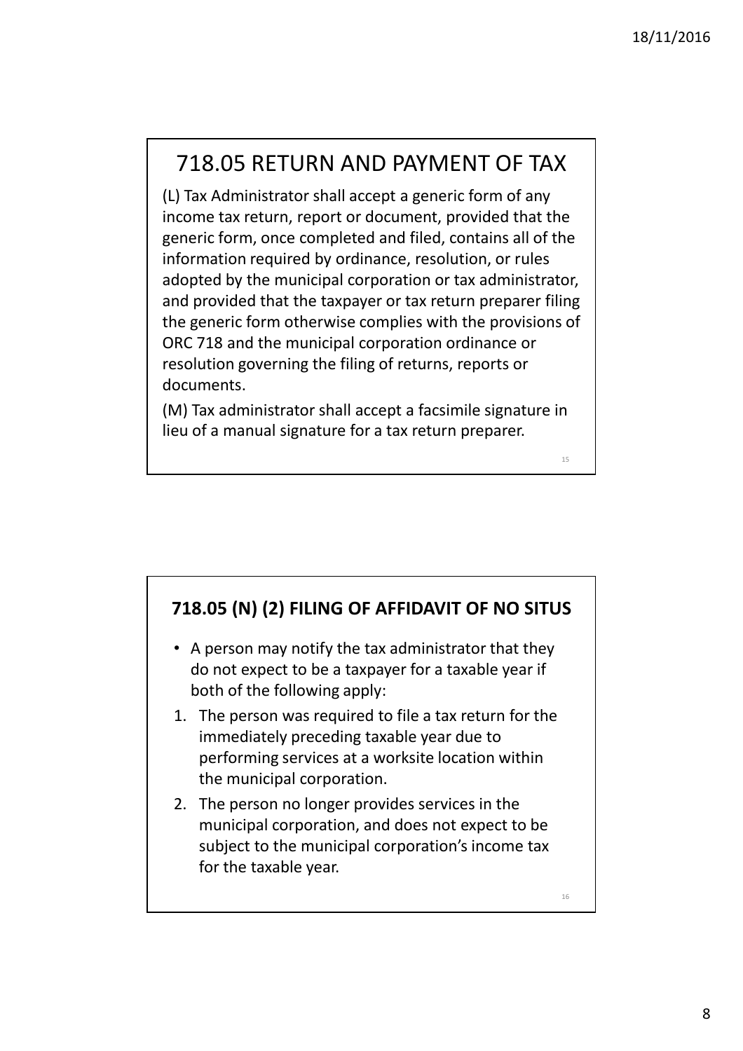## 718.05 RETURN AND PAYMENT OF TAX

(L) Tax Administrator shall accept a generic form of any income tax return, report or document, provided that the generic form, once completed and filed, contains all of the information required by ordinance, resolution, or rules adopted by the municipal corporation or tax administrator, and provided that the taxpayer or tax return preparer filing the generic form otherwise complies with the provisions of ORC 718 and the municipal corporation ordinance or resolution governing the filing of returns, reports or documents.

(M) Tax administrator shall accept a facsimile signature in lieu of a manual signature for a tax return preparer.

## 718.05 (N) (2) FILING OF AFFIDAVIT OF NO SITUS

- A person may notify the tax administrator that they do not expect to be a taxpayer for a taxable year if both of the following apply:

1. The person was required to file a tax return for the immediately preceding taxable year due to performing services at a worksite location within the municipal corporation.
2. The person no longer provides services in the municipal corporation, and does not expect to be subject to the municipal corporation's income tax for the taxable year.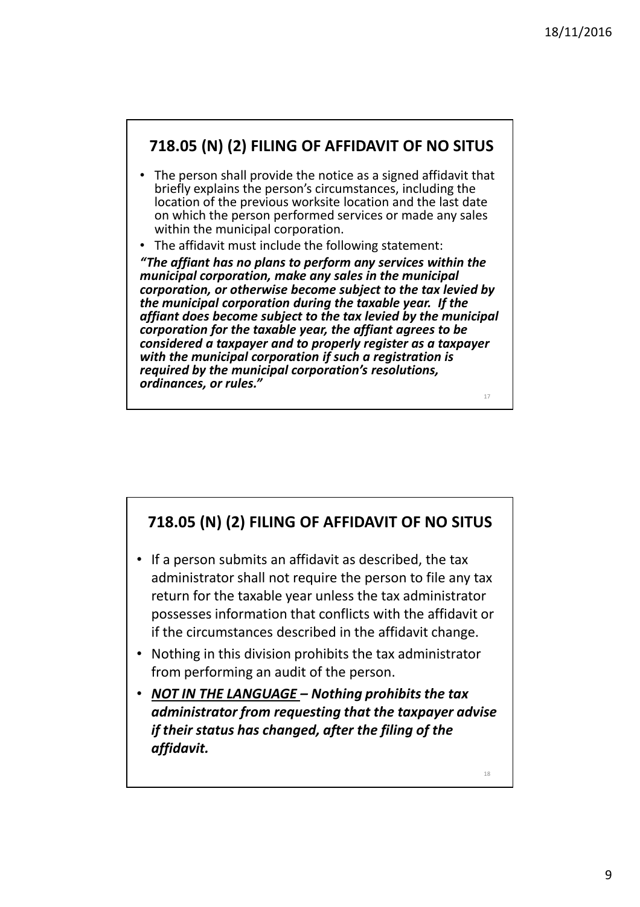## 718.05 (N) (2) FILING OF AFFIDAVIT OF NO SITUS

- The person shall provide the notice as a signed affidavit that briefly explains the person's circumstances, including the location of the previous worksite location and the last date on which the person performed services or made any sales within the municipal corporation.
- The affidavit must include the following statement:

***"The affiant has no plans to perform any services within the municipal corporation, make any sales in the municipal corporation, or otherwise become subject to the tax levied by the municipal corporation during the taxable year. If the affiant does become subject to the tax levied by the municipal corporation for the taxable year, the affiant agrees to be considered a taxpayer and to properly register as a taxpayer with the municipal corporation if such a registration is required by the municipal corporation's resolutions, ordinances, or rules."***

## 718.05 (N) (2) FILING OF AFFIDAVIT OF NO SITUS

- If a person submits an affidavit as described, the tax administrator shall not require the person to file any tax return for the taxable year unless the tax administrator possesses information that conflicts with the affidavit or if the circumstances described in the affidavit change.
- Nothing in this division prohibits the tax administrator from performing an audit of the person.
- ***<u>NOT IN THE LANGUAGE</u> – Nothing prohibits the tax administrator from requesting that the taxpayer advise if their status has changed, after the filing of the affidavit.***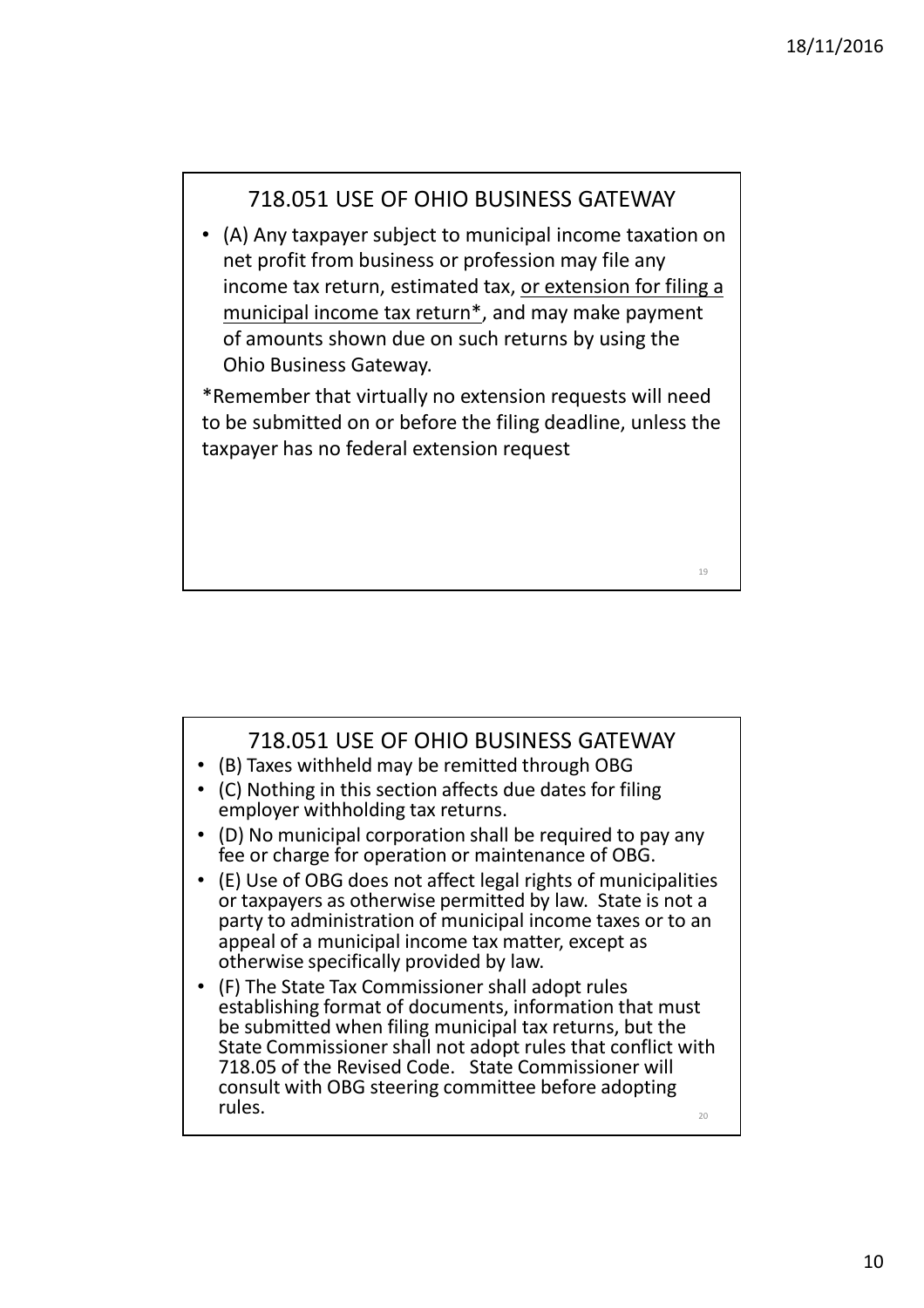## 718.051 USE OF OHIO BUSINESS GATEWAY

- (A) Any taxpayer subject to municipal income taxation on net profit from business or profession may file any income tax return, estimated tax, <u>or extension for filing a municipal income tax return</u>*, and may make payment of amounts shown due on such returns by using the Ohio Business Gateway.

*Remember that virtually no extension requests will need to be submitted on or before the filing deadline, unless the taxpayer has no federal extension request

## 718.051 USE OF OHIO BUSINESS GATEWAY

- (B) Taxes withheld may be remitted through OBG
- (C) Nothing in this section affects due dates for filing employer withholding tax returns.
- (D) No municipal corporation shall be required to pay any fee or charge for operation or maintenance of OBG.
- (E) Use of OBG does not affect legal rights of municipalities or taxpayers as otherwise permitted by law. State is not a party to administration of municipal income taxes or to an appeal of a municipal income tax matter, except as otherwise specifically provided by law.
- (F) The State Tax Commissioner shall adopt rules establishing format of documents, information that must be submitted when filing municipal tax returns, but the State Commissioner shall not adopt rules that conflict with 718.05 of the Revised Code. State Commissioner will consult with OBG steering committee before adopting rules.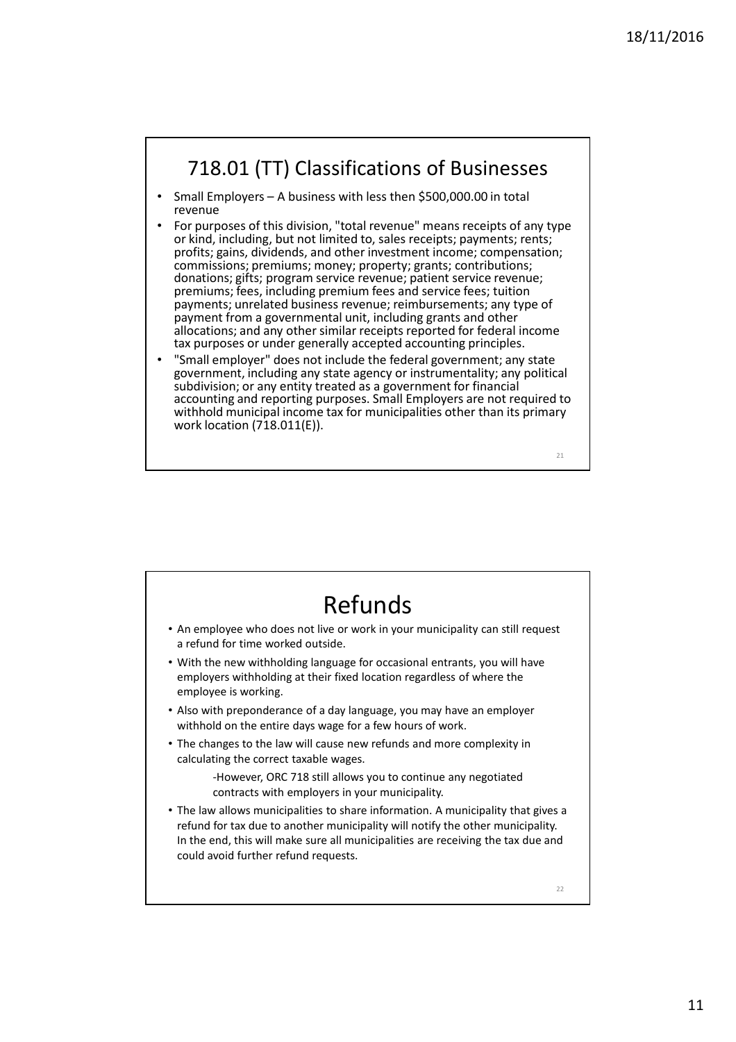## 718.01 (TT) Classifications of Businesses

- Small Employers – A business with less then $500,000.00 in total revenue
- For purposes of this division, "total revenue" means receipts of any type or kind, including, but not limited to, sales receipts; payments; rents; profits; gains, dividends, and other investment income; compensation; commissions; premiums; money; property; grants; contributions; donations; gifts; program service revenue; patient service revenue; premiums; fees, including premium fees and service fees; tuition payments; unrelated business revenue; reimbursements; any type of payment from a governmental unit, including grants and other allocations; and any other similar receipts reported for federal income tax purposes or under generally accepted accounting principles.
- "Small employer" does not include the federal government; any state government, including any state agency or instrumentality; any political subdivision; or any entity treated as a government for financial accounting and reporting purposes. Small Employers are not required to withhold municipal income tax for municipalities other than its primary work location (718.011(E)).

## Refunds

- An employee who does not live or work in your municipality can still request a refund for time worked outside.
- With the new withholding language for occasional entrants, you will have employers withholding at their fixed location regardless of where the employee is working.
- Also with preponderance of a day language, you may have an employer withhold on the entire days wage for a few hours of work.
- The changes to the law will cause new refunds and more complexity in calculating the correct taxable wages.
  - -However, ORC 718 still allows you to continue any negotiated contracts with employers in your municipality.
- The law allows municipalities to share information. A municipality that gives a refund for tax due to another municipality will notify the other municipality. In the end, this will make sure all municipalities are receiving the tax due and could avoid further refund requests.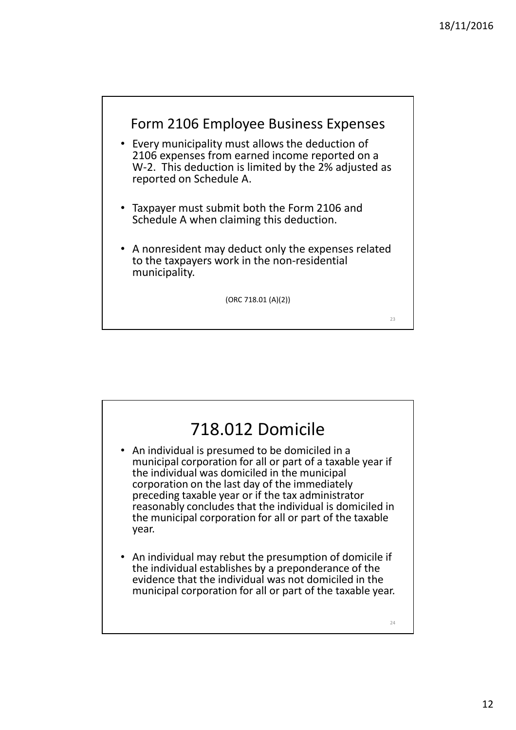## Form 2106 Employee Business Expenses

- Every municipality must allows the deduction of 2106 expenses from earned income reported on a W-2. This deduction is limited by the 2% adjusted as reported on Schedule A.
- Taxpayer must submit both the Form 2106 and Schedule A when claiming this deduction.
- A nonresident may deduct only the expenses related to the taxpayers work in the non-residential municipality.

(ORC 718.01 (A)(2))

## 718.012 Domicile

- An individual is presumed to be domiciled in a municipal corporation for all or part of a taxable year if the individual was domiciled in the municipal corporation on the last day of the immediately preceding taxable year or if the tax administrator reasonably concludes that the individual is domiciled in the municipal corporation for all or part of the taxable year.
- An individual may rebut the presumption of domicile if the individual establishes by a preponderance of the evidence that the individual was not domiciled in the municipal corporation for all or part of the taxable year.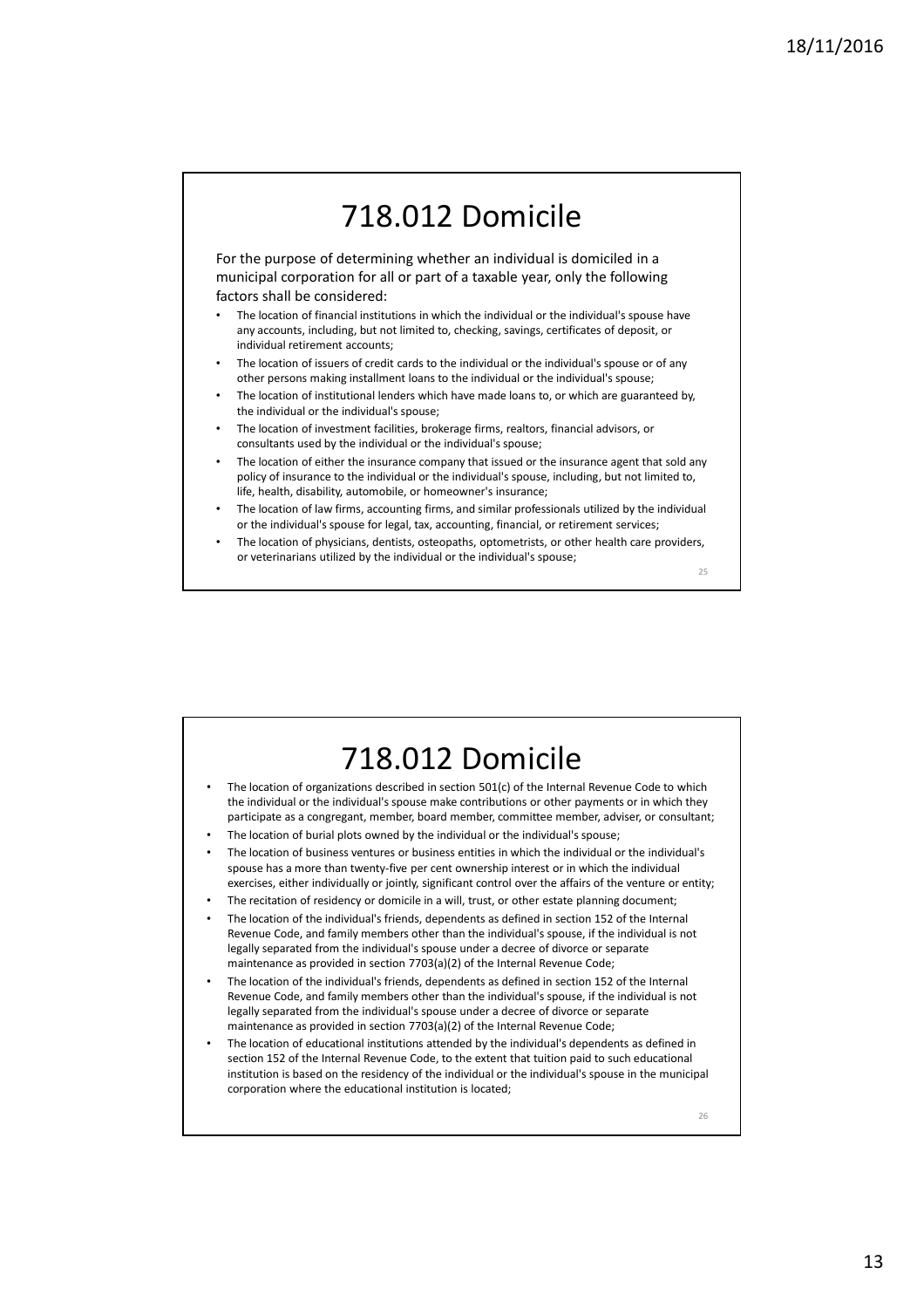# 718.012 Domicile

For the purpose of determining whether an individual is domiciled in a municipal corporation for all or part of a taxable year, only the following factors shall be considered:

- The location of financial institutions in which the individual or the individual's spouse have any accounts, including, but not limited to, checking, savings, certificates of deposit, or individual retirement accounts;
- The location of issuers of credit cards to the individual or the individual's spouse or of any other persons making installment loans to the individual or the individual's spouse;
- The location of institutional lenders which have made loans to, or which are guaranteed by, the individual or the individual's spouse;
- The location of investment facilities, brokerage firms, realtors, financial advisors, or consultants used by the individual or the individual's spouse;
- The location of either the insurance company that issued or the insurance agent that sold any policy of insurance to the individual or the individual's spouse, including, but not limited to, life, health, disability, automobile, or homeowner's insurance;
- The location of law firms, accounting firms, and similar professionals utilized by the individual or the individual's spouse for legal, tax, accounting, financial, or retirement services;
- The location of physicians, dentists, osteopaths, optometrists, or other health care providers, or veterinarians utilized by the individual or the individual's spouse;

# 718.012 Domicile

- The location of organizations described in section 501(c) of the Internal Revenue Code to which the individual or the individual's spouse make contributions or other payments or in which they participate as a congregant, member, board member, committee member, adviser, or consultant;
- The location of burial plots owned by the individual or the individual's spouse;
- The location of business ventures or business entities in which the individual or the individual's spouse has a more than twenty-five per cent ownership interest or in which the individual exercises, either individually or jointly, significant control over the affairs of the venture or entity;
- The recitation of residency or domicile in a will, trust, or other estate planning document;
- The location of the individual's friends, dependents as defined in section 152 of the Internal Revenue Code, and family members other than the individual's spouse, if the individual is not legally separated from the individual's spouse under a decree of divorce or separate maintenance as provided in section 7703(a)(2) of the Internal Revenue Code;
- The location of the individual's friends, dependents as defined in section 152 of the Internal Revenue Code, and family members other than the individual's spouse, if the individual is not legally separated from the individual's spouse under a decree of divorce or separate maintenance as provided in section 7703(a)(2) of the Internal Revenue Code;
- The location of educational institutions attended by the individual's dependents as defined in section 152 of the Internal Revenue Code, to the extent that tuition paid to such educational institution is based on the residency of the individual or the individual's spouse in the municipal corporation where the educational institution is located;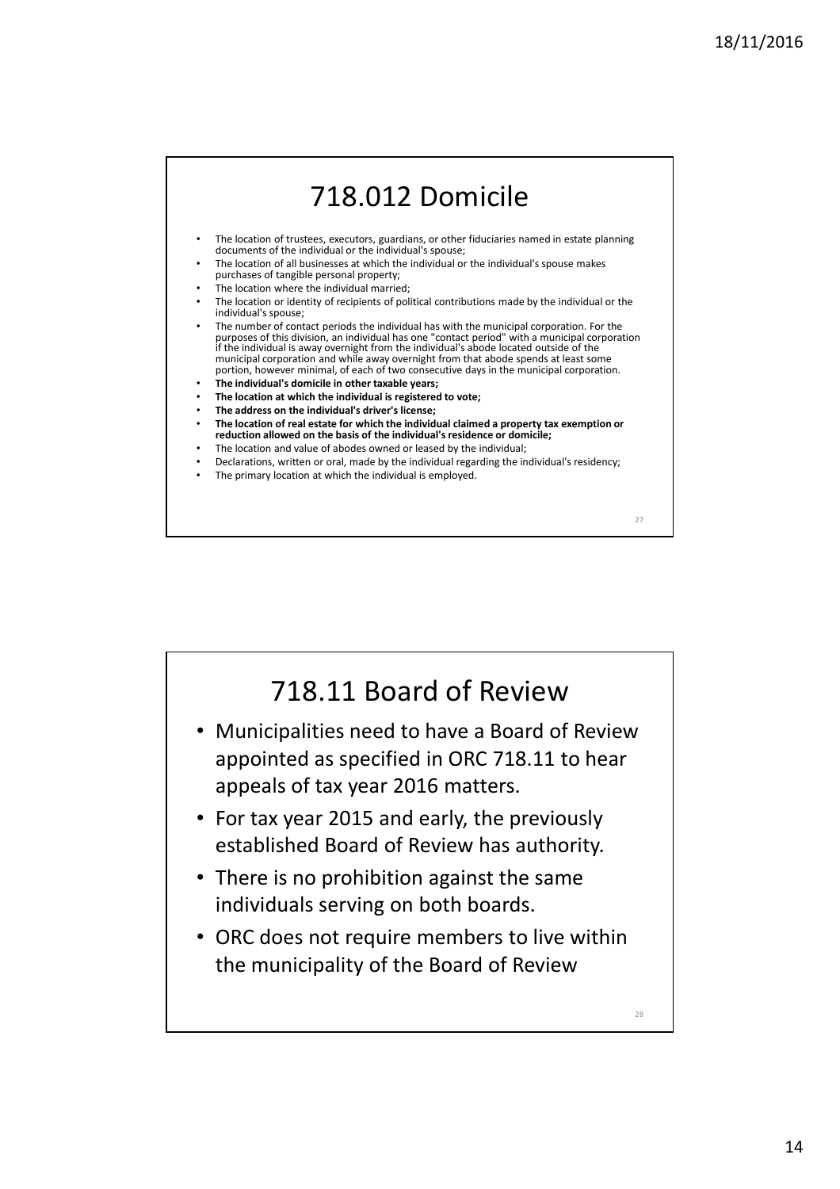# 718.012 Domicile

- The location of trustees, executors, guardians, or other fiduciaries named in estate planning documents of the individual or the individual's spouse;
- The location of all businesses at which the individual or the individual's spouse makes purchases of tangible personal property;
- The location where the individual married;
- The location or identity of recipients of political contributions made by the individual or the individual's spouse;
- The number of contact periods the individual has with the municipal corporation. For the purposes of this division, an individual has one "contact period" with a municipal corporation if the individual is away overnight from the individual's abode located outside of the municipal corporation and while away overnight from that abode spends at least some portion, however minimal, of each of two consecutive days in the municipal corporation.
- **The individual's domicile in other taxable years;**
- **The location at which the individual is registered to vote;**
- **The address on the individual's driver's license;**
- **The location of real estate for which the individual claimed a property tax exemption or reduction allowed on the basis of the individual's residence or domicile;**
- The location and value of abodes owned or leased by the individual;
- Declarations, written or oral, made by the individual regarding the individual's residency;
- The primary location at which the individual is employed.

# 718.11 Board of Review

- Municipalities need to have a Board of Review appointed as specified in ORC 718.11 to hear appeals of tax year 2016 matters.
- For tax year 2015 and early, the previously established Board of Review has authority.
- There is no prohibition against the same individuals serving on both boards.
- ORC does not require members to live within the municipality of the Board of Review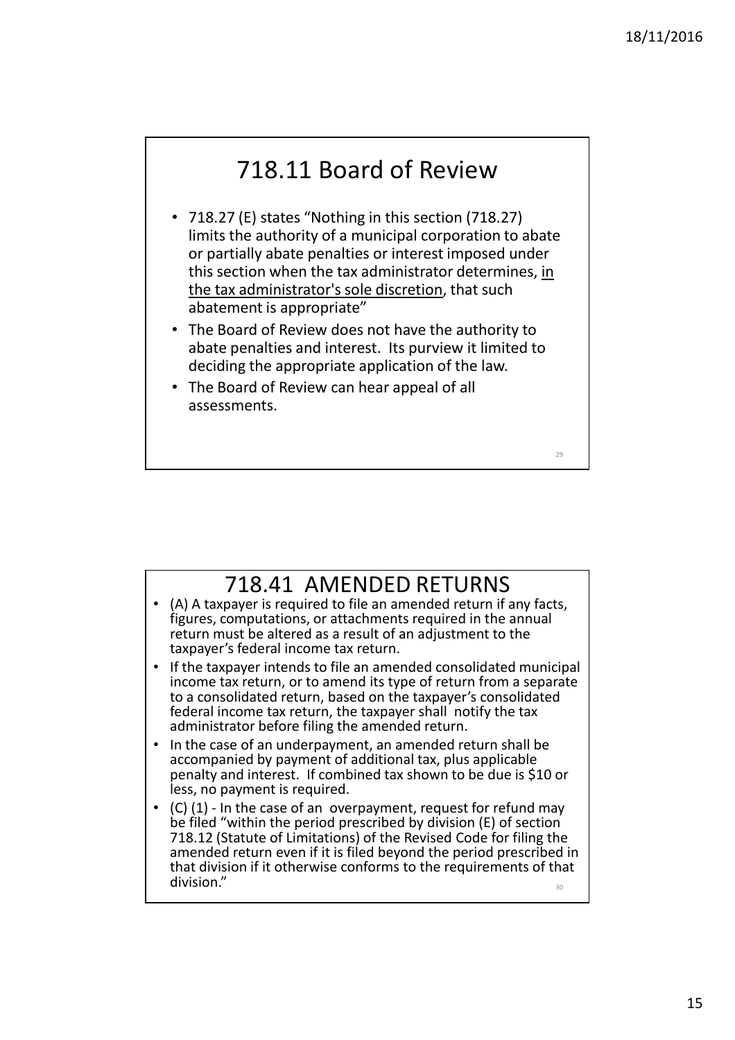# 718.11 Board of Review

- 718.27 (E) states "Nothing in this section (718.27) limits the authority of a municipal corporation to abate or partially abate penalties or interest imposed under this section when the tax administrator determines, in the tax administrator's sole discretion, that such abatement is appropriate"
- The Board of Review does not have the authority to abate penalties and interest. Its purview it limited to deciding the appropriate application of the law.
- The Board of Review can hear appeal of all assessments.

# 718.41 AMENDED RETURNS

- (A) A taxpayer is required to file an amended return if any facts, figures, computations, or attachments required in the annual return must be altered as a result of an adjustment to the taxpayer's federal income tax return.
- If the taxpayer intends to file an amended consolidated municipal income tax return, or to amend its type of return from a separate to a consolidated return, based on the taxpayer's consolidated federal income tax return, the taxpayer shall notify the tax administrator before filing the amended return.
- In the case of an underpayment, an amended return shall be accompanied by payment of additional tax, plus applicable penalty and interest. If combined tax shown to be due is $10 or less, no payment is required.
- (C) (1) - In the case of an overpayment, request for refund may be filed "within the period prescribed by division (E) of section 718.12 (Statute of Limitations) of the Revised Code for filing the amended return even if it is filed beyond the period prescribed in that division if it otherwise conforms to the requirements of that division."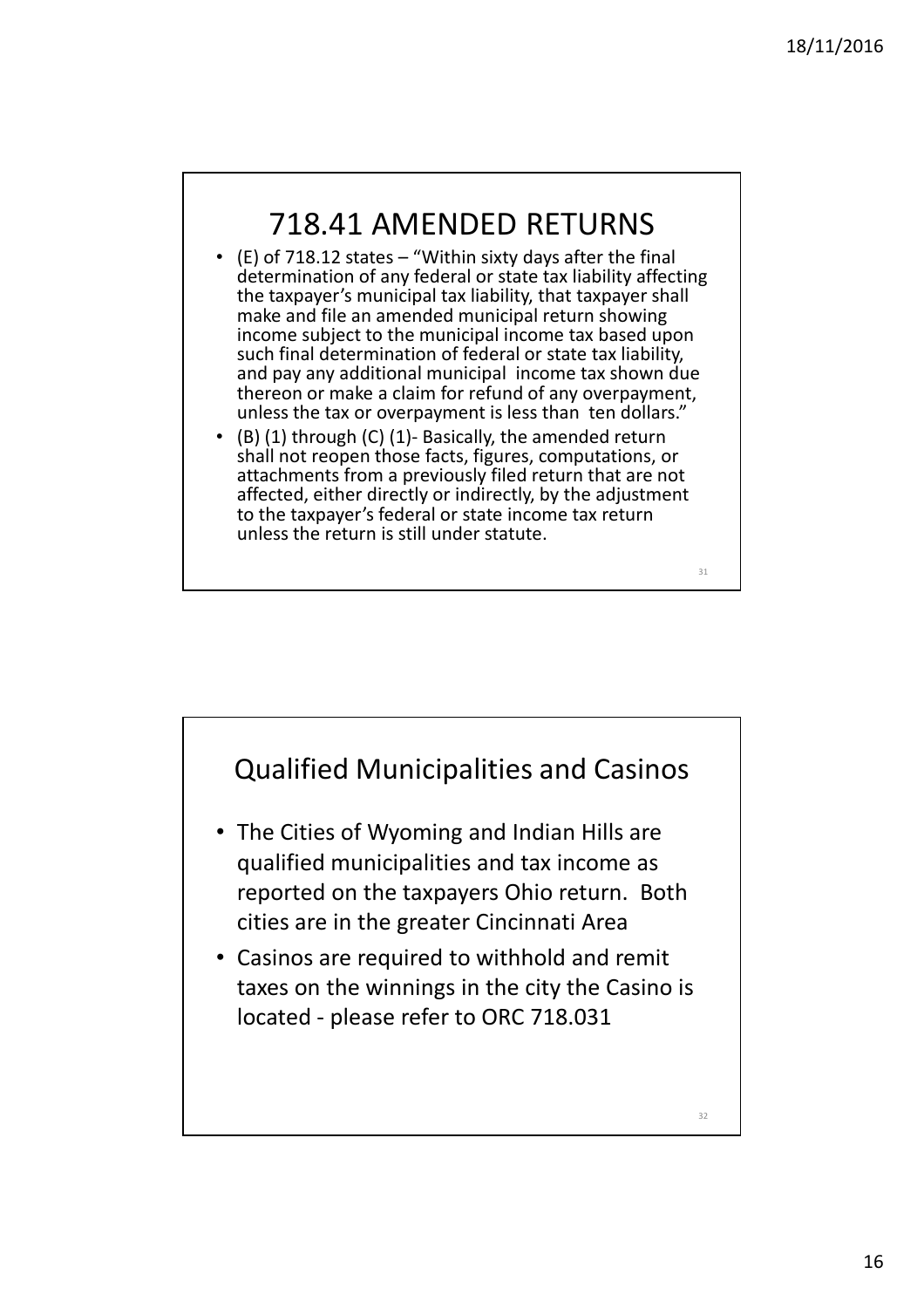# 718.41 AMENDED RETURNS

- (E) of 718.12 states – "Within sixty days after the final determination of any federal or state tax liability affecting the taxpayer's municipal tax liability, that taxpayer shall make and file an amended municipal return showing income subject to the municipal income tax based upon such final determination of federal or state tax liability, and pay any additional municipal income tax shown due thereon or make a claim for refund of any overpayment, unless the tax or overpayment is less than ten dollars."
- (B) (1) through (C) (1)- Basically, the amended return shall not reopen those facts, figures, computations, or attachments from a previously filed return that are not affected, either directly or indirectly, by the adjustment to the taxpayer's federal or state income tax return unless the return is still under statute.

# Qualified Municipalities and Casinos

- The Cities of Wyoming and Indian Hills are qualified municipalities and tax income as reported on the taxpayers Ohio return. Both cities are in the greater Cincinnati Area
- Casinos are required to withhold and remit taxes on the winnings in the city the Casino is located - please refer to ORC 718.031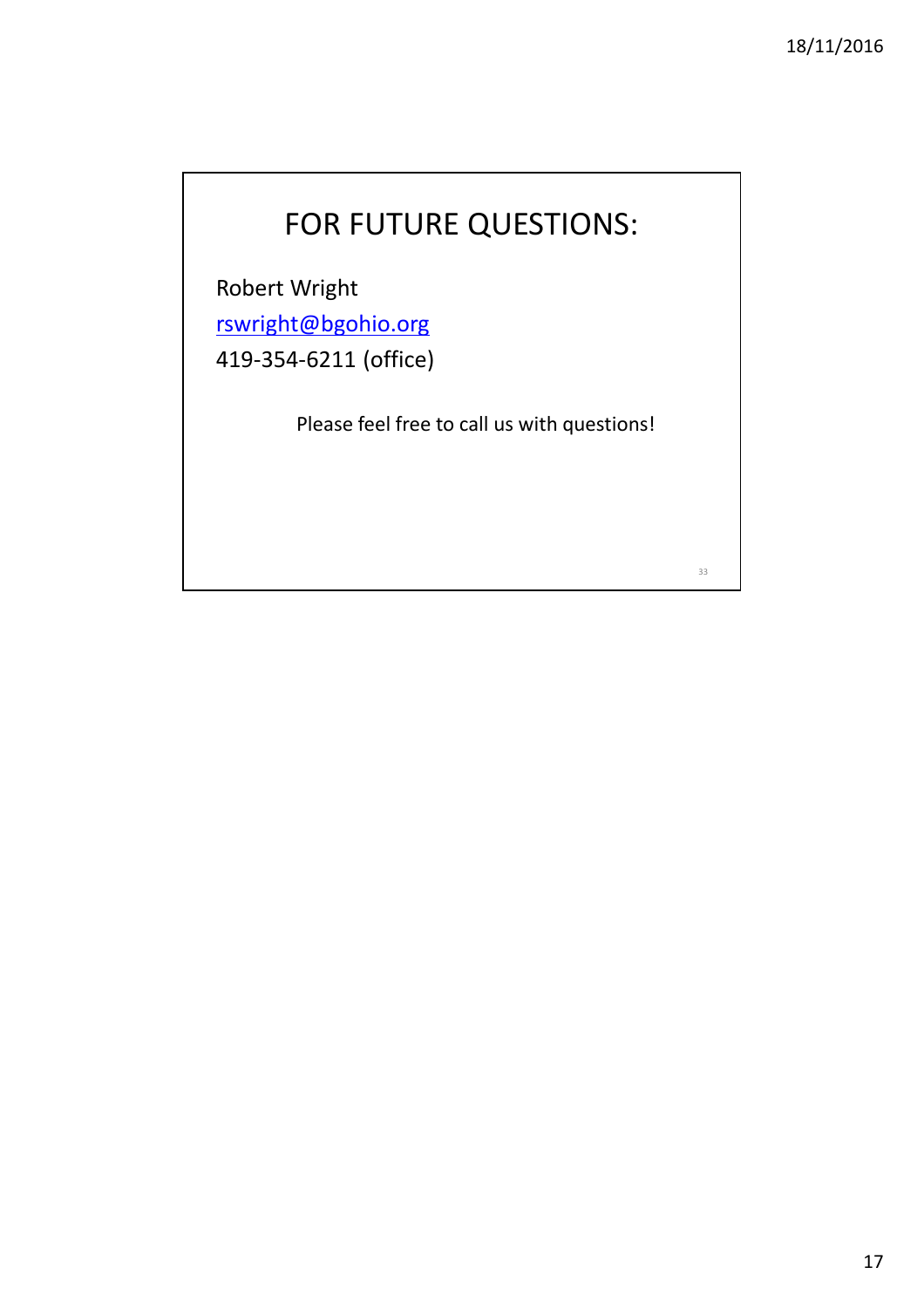# FOR FUTURE QUESTIONS:

Robert Wright

rswright@bgohio.org

419-354-6211 (office)

Please feel free to call us with questions!